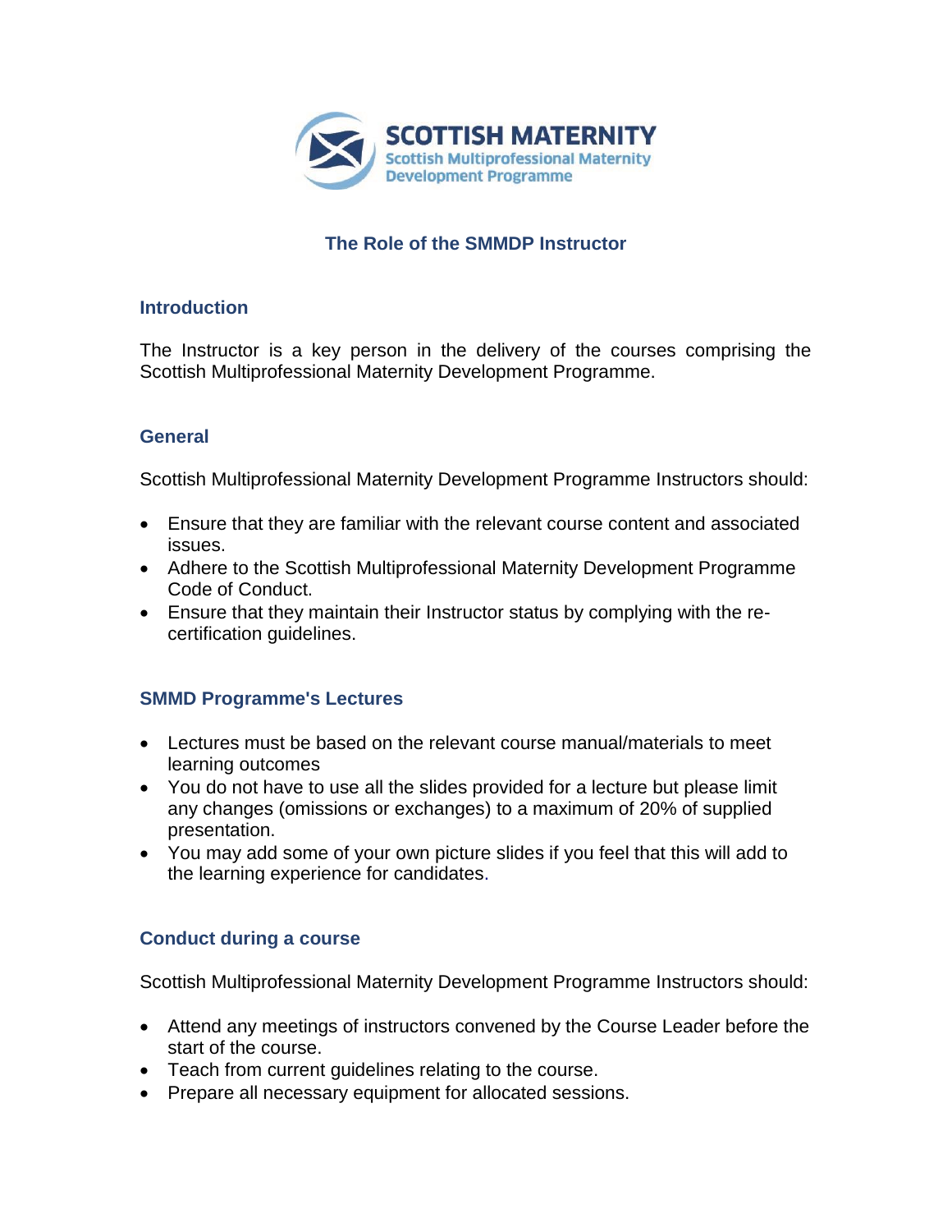SCOTTISH MATERNITY
Scottish Multiprofessional Maternity Development Programme

# The Role of the SMMDP Instructor

## Introduction

The Instructor is a key person in the delivery of the courses comprising the Scottish Multiprofessional Maternity Development Programme.

## General

Scottish Multiprofessional Maternity Development Programme Instructors should:

- Ensure that they are familiar with the relevant course content and associated issues.
- Adhere to the Scottish Multiprofessional Maternity Development Programme Code of Conduct.
- Ensure that they maintain their Instructor status by complying with the re-certification guidelines.

## SMMD Programme's Lectures

- Lectures must be based on the relevant course manual/materials to meet learning outcomes
- You do not have to use all the slides provided for a lecture but please limit any changes (omissions or exchanges) to a maximum of 20% of supplied presentation.
- You may add some of your own picture slides if you feel that this will add to the learning experience for candidates.

## Conduct during a course

Scottish Multiprofessional Maternity Development Programme Instructors should:

- Attend any meetings of instructors convened by the Course Leader before the start of the course.
- Teach from current guidelines relating to the course.
- Prepare all necessary equipment for allocated sessions.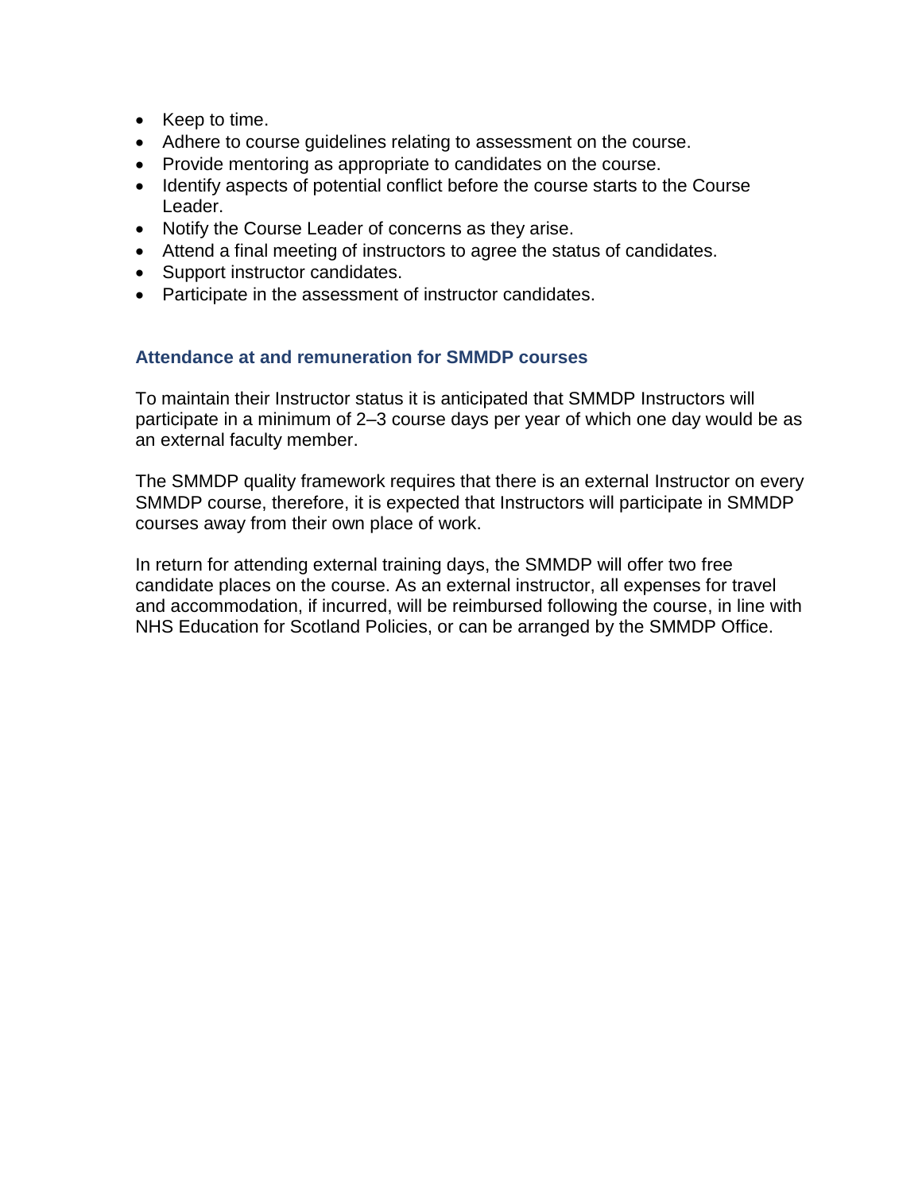- Keep to time.
- Adhere to course guidelines relating to assessment on the course.
- Provide mentoring as appropriate to candidates on the course.
- Identify aspects of potential conflict before the course starts to the Course Leader.
- Notify the Course Leader of concerns as they arise.
- Attend a final meeting of instructors to agree the status of candidates.
- Support instructor candidates.
- Participate in the assessment of instructor candidates.

### Attendance at and remuneration for SMMDP courses

To maintain their Instructor status it is anticipated that SMMDP Instructors will participate in a minimum of 2–3 course days per year of which one day would be as an external faculty member.

The SMMDP quality framework requires that there is an external Instructor on every SMMDP course, therefore, it is expected that Instructors will participate in SMMDP courses away from their own place of work.

In return for attending external training days, the SMMDP will offer two free candidate places on the course. As an external instructor, all expenses for travel and accommodation, if incurred, will be reimbursed following the course, in line with NHS Education for Scotland Policies, or can be arranged by the SMMDP Office.